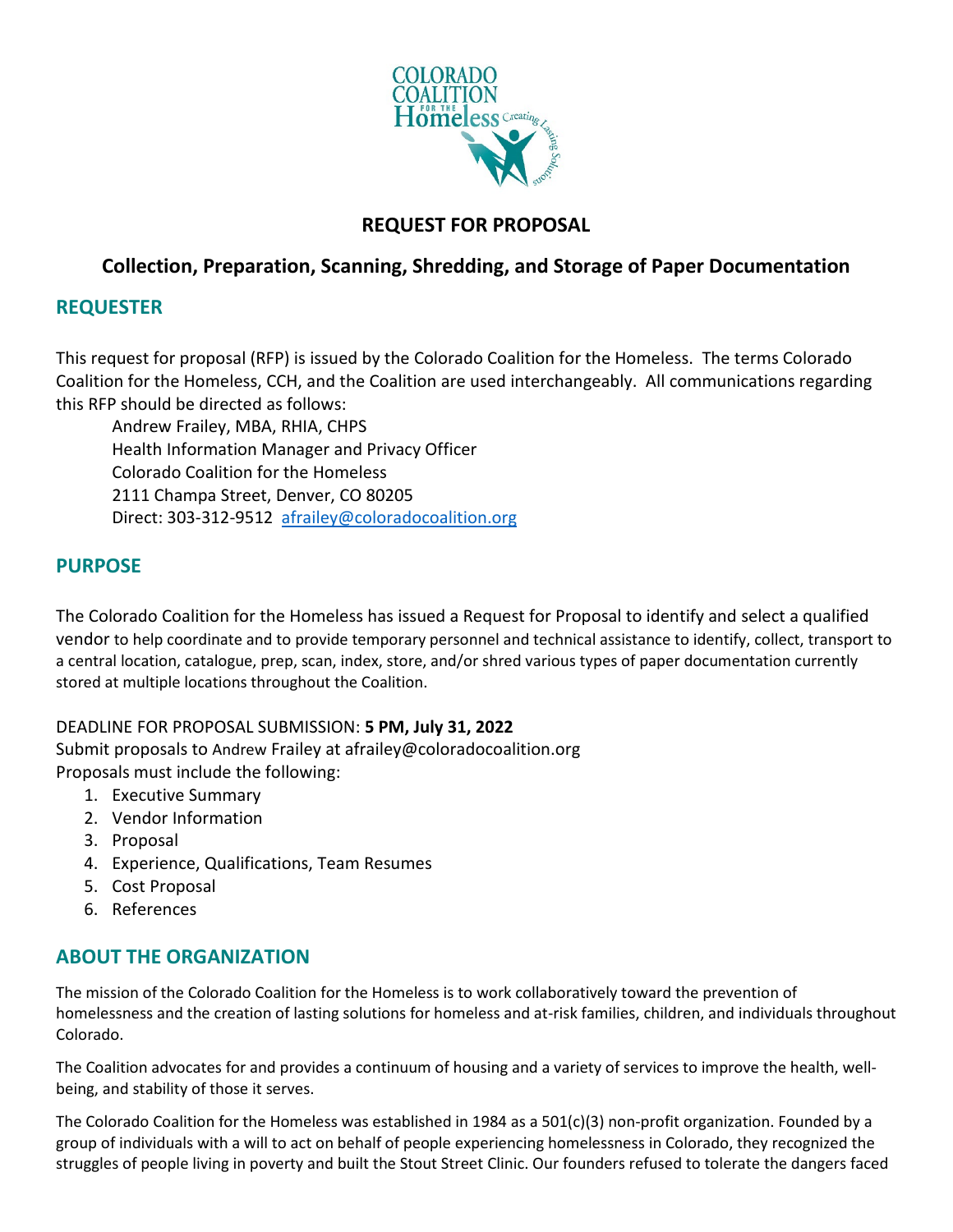# REQUEST FOR PROPOSAL

## Collection, Preparation, Scanning, Shredding, and Storage of Paper Documentation

## REQUESTER

This request for proposal (RFP) is issued by the Colorado Coalition for the Homeless. The terms Colorado Coalition for the Homeless, CCH, and the Coalition are used interchangeably. All communications regarding this RFP should be directed as follows:

Andrew Frailey, MBA, RHIA, CHPS
Health Information Manager and Privacy Officer
Colorado Coalition for the Homeless
2111 Champa Street, Denver, CO 80205
Direct: 303-312-9512 afrailey@coloradocoalition.org

## PURPOSE

The Colorado Coalition for the Homeless has issued a Request for Proposal to identify and select a qualified vendor to help coordinate and to provide temporary personnel and technical assistance to identify, collect, transport to a central location, catalogue, prep, scan, index, store, and/or shred various types of paper documentation currently stored at multiple locations throughout the Coalition.

DEADLINE FOR PROPOSAL SUBMISSION: **5 PM, July 31, 2022**
Submit proposals to Andrew Frailey at afrailey@coloradocoalition.org
Proposals must include the following:

1. Executive Summary
2. Vendor Information
3. Proposal
4. Experience, Qualifications, Team Resumes
5. Cost Proposal
6. References

## ABOUT THE ORGANIZATION

The mission of the Colorado Coalition for the Homeless is to work collaboratively toward the prevention of homelessness and the creation of lasting solutions for homeless and at-risk families, children, and individuals throughout Colorado.

The Coalition advocates for and provides a continuum of housing and a variety of services to improve the health, well-being, and stability of those it serves.

The Colorado Coalition for the Homeless was established in 1984 as a 501(c)(3) non-profit organization. Founded by a group of individuals with a will to act on behalf of people experiencing homelessness in Colorado, they recognized the struggles of people living in poverty and built the Stout Street Clinic. Our founders refused to tolerate the dangers faced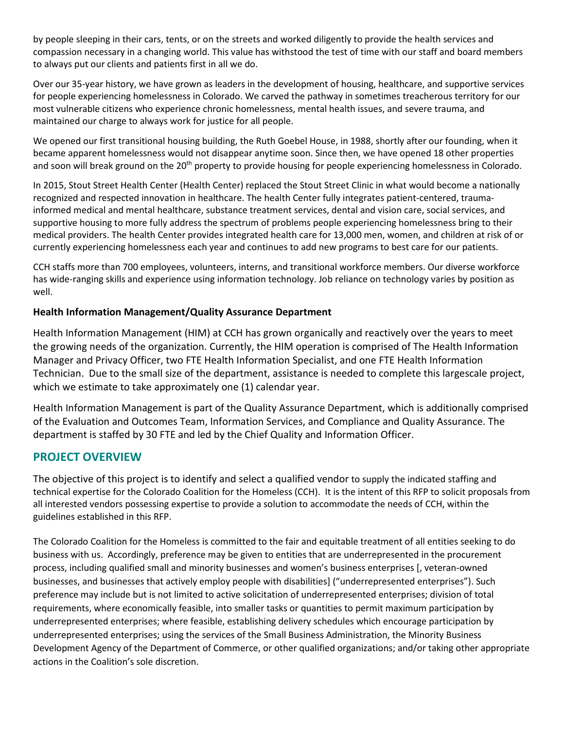by people sleeping in their cars, tents, or on the streets and worked diligently to provide the health services and compassion necessary in a changing world. This value has withstood the test of time with our staff and board members to always put our clients and patients first in all we do.

Over our 35-year history, we have grown as leaders in the development of housing, healthcare, and supportive services for people experiencing homelessness in Colorado. We carved the pathway in sometimes treacherous territory for our most vulnerable citizens who experience chronic homelessness, mental health issues, and severe trauma, and maintained our charge to always work for justice for all people.

We opened our first transitional housing building, the Ruth Goebel House, in 1988, shortly after our founding, when it became apparent homelessness would not disappear anytime soon. Since then, we have opened 18 other properties and soon will break ground on the 20th property to provide housing for people experiencing homelessness in Colorado.

In 2015, Stout Street Health Center (Health Center) replaced the Stout Street Clinic in what would become a nationally recognized and respected innovation in healthcare. The health Center fully integrates patient-centered, trauma-informed medical and mental healthcare, substance treatment services, dental and vision care, social services, and supportive housing to more fully address the spectrum of problems people experiencing homelessness bring to their medical providers. The health Center provides integrated health care for 13,000 men, women, and children at risk of or currently experiencing homelessness each year and continues to add new programs to best care for our patients.

CCH staffs more than 700 employees, volunteers, interns, and transitional workforce members. Our diverse workforce has wide-ranging skills and experience using information technology. Job reliance on technology varies by position as well.

**Health Information Management/Quality Assurance Department**

Health Information Management (HIM) at CCH has grown organically and reactively over the years to meet the growing needs of the organization. Currently, the HIM operation is comprised of The Health Information Manager and Privacy Officer, two FTE Health Information Specialist, and one FTE Health Information Technician. Due to the small size of the department, assistance is needed to complete this largescale project, which we estimate to take approximately one (1) calendar year.

Health Information Management is part of the Quality Assurance Department, which is additionally comprised of the Evaluation and Outcomes Team, Information Services, and Compliance and Quality Assurance. The department is staffed by 30 FTE and led by the Chief Quality and Information Officer.

## PROJECT OVERVIEW

The objective of this project is to identify and select a qualified vendor to supply the indicated staffing and technical expertise for the Colorado Coalition for the Homeless (CCH). It is the intent of this RFP to solicit proposals from all interested vendors possessing expertise to provide a solution to accommodate the needs of CCH, within the guidelines established in this RFP.

The Colorado Coalition for the Homeless is committed to the fair and equitable treatment of all entities seeking to do business with us. Accordingly, preference may be given to entities that are underrepresented in the procurement process, including qualified small and minority businesses and women's business enterprises [, veteran-owned businesses, and businesses that actively employ people with disabilities] ("underrepresented enterprises"). Such preference may include but is not limited to active solicitation of underrepresented enterprises; division of total requirements, where economically feasible, into smaller tasks or quantities to permit maximum participation by underrepresented enterprises; where feasible, establishing delivery schedules which encourage participation by underrepresented enterprises; using the services of the Small Business Administration, the Minority Business Development Agency of the Department of Commerce, or other qualified organizations; and/or taking other appropriate actions in the Coalition's sole discretion.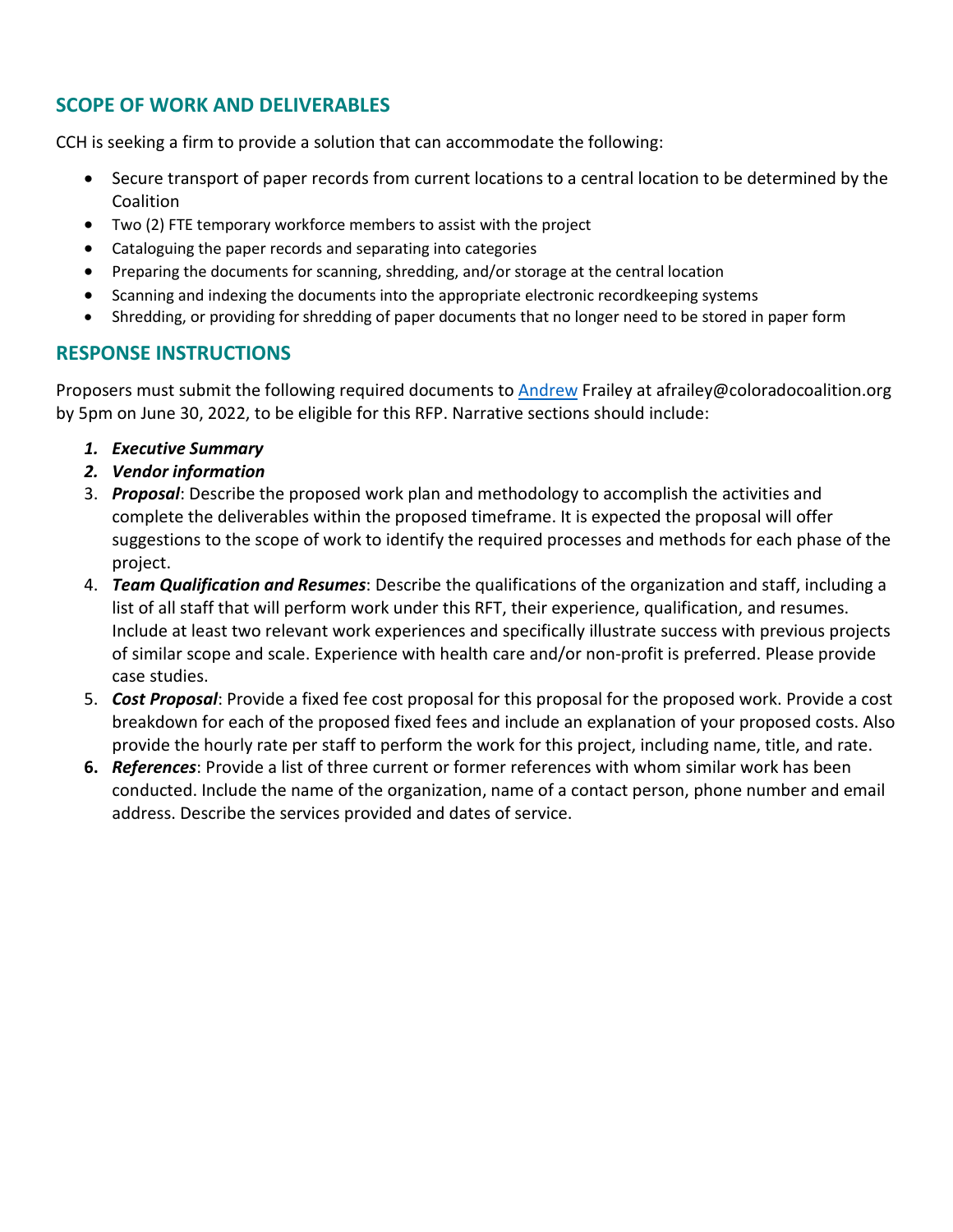## SCOPE OF WORK AND DELIVERABLES

CCH is seeking a firm to provide a solution that can accommodate the following:

- Secure transport of paper records from current locations to a central location to be determined by the Coalition
- Two (2) FTE temporary workforce members to assist with the project
- Cataloguing the paper records and separating into categories
- Preparing the documents for scanning, shredding, and/or storage at the central location
- Scanning and indexing the documents into the appropriate electronic recordkeeping systems
- Shredding, or providing for shredding of paper documents that no longer need to be stored in paper form

## RESPONSE INSTRUCTIONS

Proposers must submit the following required documents to Andrew Frailey at afrailey@coloradocoalition.org by 5pm on June 30, 2022, to be eligible for this RFP. Narrative sections should include:

1. ***Executive Summary***
2. ***Vendor information***
3. ***Proposal***: Describe the proposed work plan and methodology to accomplish the activities and complete the deliverables within the proposed timeframe. It is expected the proposal will offer suggestions to the scope of work to identify the required processes and methods for each phase of the project.
4. ***Team Qualification and Resumes***: Describe the qualifications of the organization and staff, including a list of all staff that will perform work under this RFT, their experience, qualification, and resumes. Include at least two relevant work experiences and specifically illustrate success with previous projects of similar scope and scale. Experience with health care and/or non-profit is preferred. Please provide case studies.
5. ***Cost Proposal***: Provide a fixed fee cost proposal for this proposal for the proposed work. Provide a cost breakdown for each of the proposed fixed fees and include an explanation of your proposed costs. Also provide the hourly rate per staff to perform the work for this project, including name, title, and rate.
6. ***References***: Provide a list of three current or former references with whom similar work has been conducted. Include the name of the organization, name of a contact person, phone number and email address. Describe the services provided and dates of service.